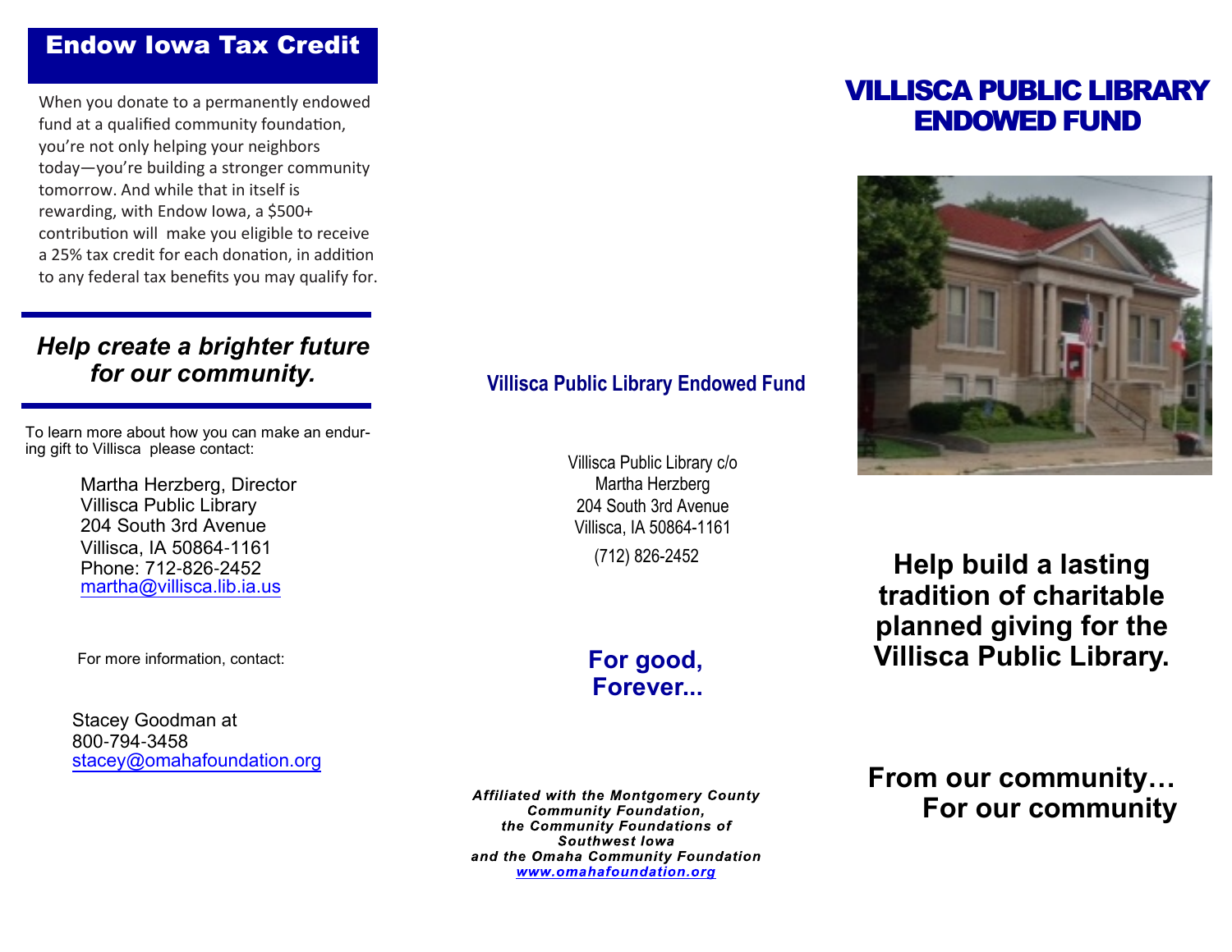## Endow Iowa Tax Credit

When you donate to a permanently endowed fund at a qualified community foundation, you're not only helping your neighbors today—you're building a stronger community tomorrow. And while that in itself is rewarding, with Endow Iowa, a $500+ contribution will make you eligible to receive a 25% tax credit for each donation, in addition to any federal tax benefits you may qualify for.

### *Help create a brighter future for our community.*

To learn more about how you can make an enduring gift to Villisca please contact:

Martha Herzberg, Director
Villisca Public Library
204 South 3rd Avenue
Villisca, IA 50864-1161
Phone: 712-826-2452
martha@villisca.lib.ia.us

For more information, contact:

Stacey Goodman at
800-794-3458
stacey@omahafoundation.org

**Villisca Public Library Endowed Fund**

Villisca Public Library c/o
Martha Herzberg
204 South 3rd Avenue
Villisca, IA 50864-1161
(712) 826-2452

**For good, Forever...**

***Affiliated with the Montgomery County Community Foundation, the Community Foundations of Southwest Iowa and the Omaha Community Foundation***
***www.omahafoundation.org***

# VILLISCA PUBLIC LIBRARY ENDOWED FUND

**Help build a lasting tradition of charitable planned giving for the Villisca Public Library.**

**From our community… For our community**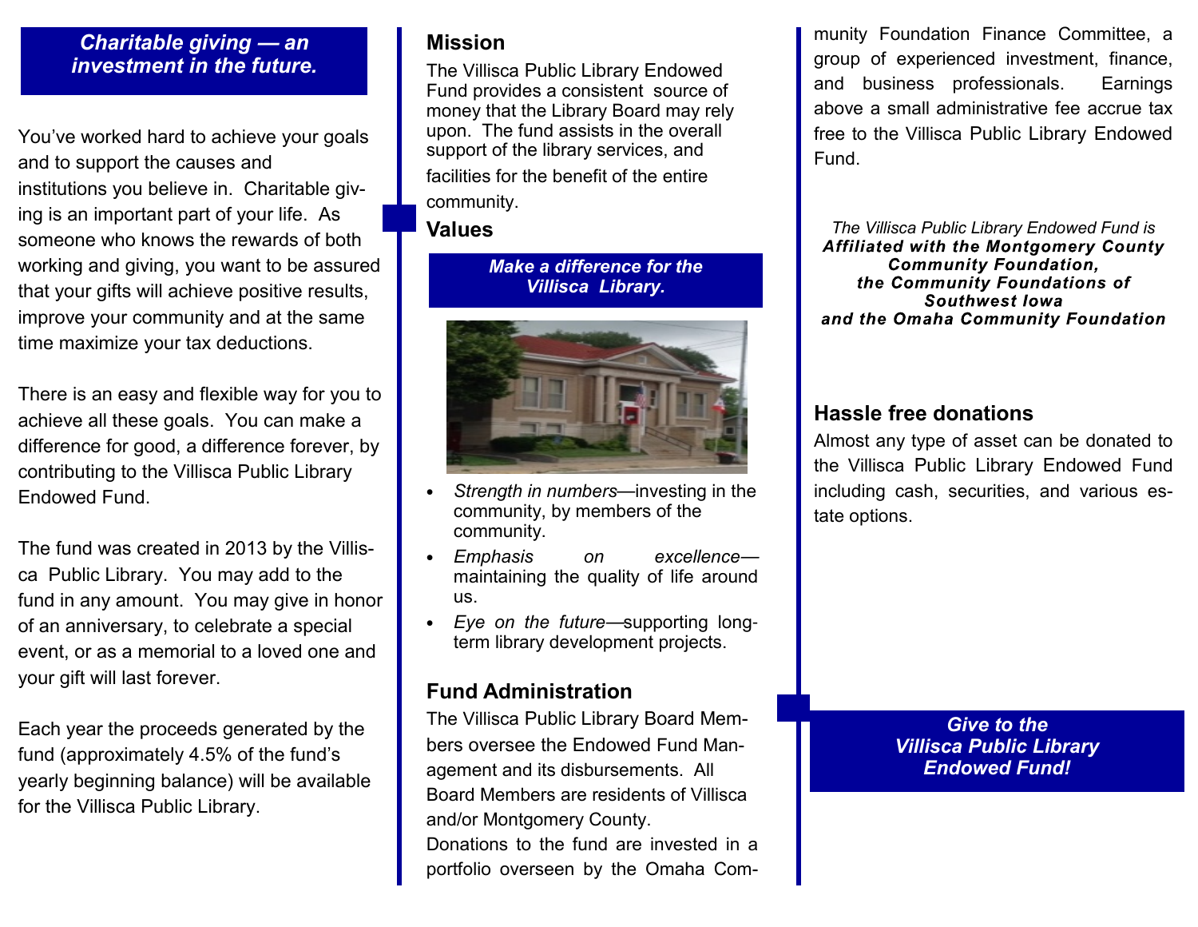**_Charitable giving — an investment in the future._**

You've worked hard to achieve your goals and to support the causes and institutions you believe in. Charitable giving is an important part of your life. As someone who knows the rewards of both working and giving, you want to be assured that your gifts will achieve positive results, improve your community and at the same time maximize your tax deductions.

There is an easy and flexible way for you to achieve all these goals. You can make a difference for good, a difference forever, by contributing to the Villisca Public Library Endowed Fund.

The fund was created in 2013 by the Villisca Public Library. You may add to the fund in any amount. You may give in honor of an anniversary, to celebrate a special event, or as a memorial to a loved one and your gift will last forever.

Each year the proceeds generated by the fund (approximately 4.5% of the fund's yearly beginning balance) will be available for the Villisca Public Library.

## Mission

The Villisca Public Library Endowed Fund provides a consistent source of money that the Library Board may rely upon. The fund assists in the overall support of the library services, and facilities for the benefit of the entire community.

## Values

**_Make a difference for the Villisca Library._**

- *Strength in numbers*—investing in the community, by members of the community.
- *Emphasis on excellence*—maintaining the quality of life around us.
- *Eye on the future*—supporting long-term library development projects.

## Fund Administration

The Villisca Public Library Board Members oversee the Endowed Fund Management and its disbursements. All Board Members are residents of Villisca and/or Montgomery County.

Donations to the fund are invested in a portfolio overseen by the Omaha Community Foundation Finance Committee, a group of experienced investment, finance, and business professionals. Earnings above a small administrative fee accrue tax free to the Villisca Public Library Endowed Fund.

*The Villisca Public Library Endowed Fund is*
***Affiliated with the Montgomery County Community Foundation, the Community Foundations of Southwest Iowa and the Omaha Community Foundation***

## Hassle free donations

Almost any type of asset can be donated to the Villisca Public Library Endowed Fund including cash, securities, and various estate options.

**_Give to the Villisca Public Library Endowed Fund!_**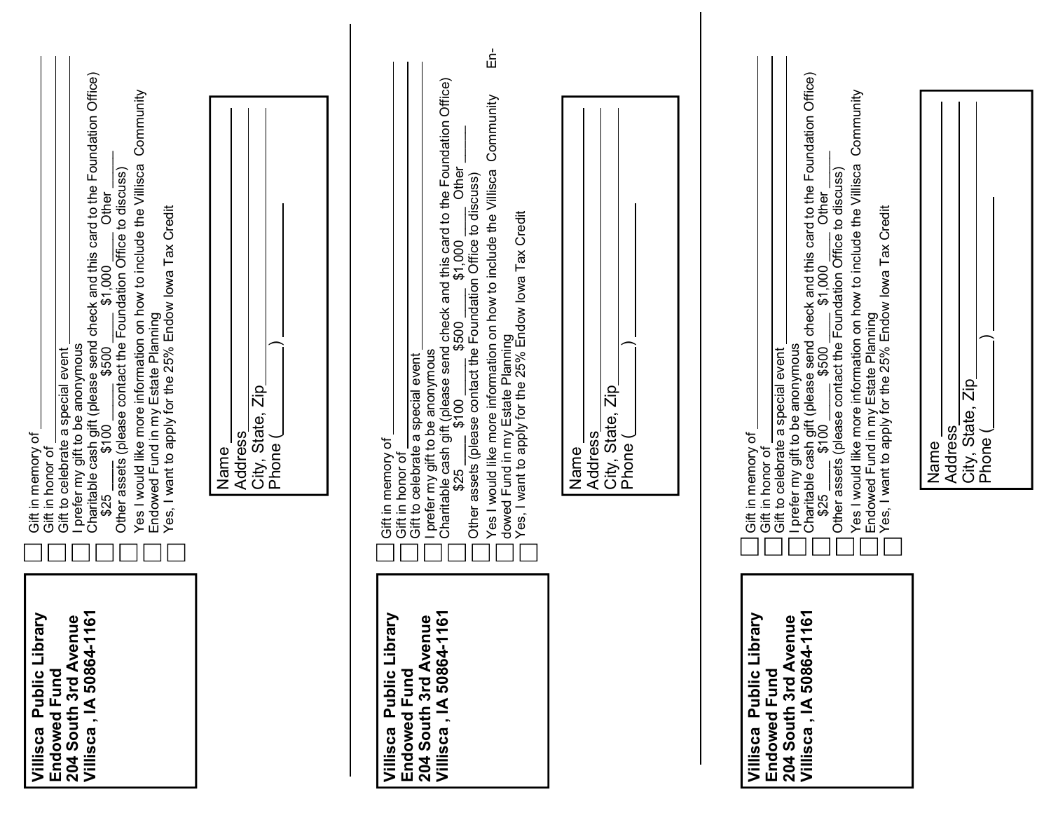**Villisca Public Library**
**Endowed Fund**
**204 South 3rd Avenue**
**Villisca , IA 50864-1161**

- ☐ Gift in memory of ____________
- ☐ Gift in honor of ____________
- ☐ Gift to celebrate a special event
- ☐ I prefer my gift to be anonymous
- ☐ Charitable cash gift (please send check and this card to the Foundation Office)
  $25 ____ $100 ____ $500 ____ $1,000 ____ Other ____
- ☐ Other assets (please contact the Foundation Office to discuss)
- ☐ Yes I would like more information on how to include the Villisca Community Endowed Fund in my Estate Planning
- ☐ Yes, I want to apply for the 25% Endow Iowa Tax Credit

Name ____________
Address ____________
City, State, Zip ____________
Phone (______) ____________

---

**Villisca Public Library**
**Endowed Fund**
**204 South 3rd Avenue**
**Villisca , IA 50864-1161**

- ☐ Gift in memory of ____________
- ☐ Gift in honor of ____________
- ☐ Gift to celebrate a special event
- ☐ I prefer my gift to be anonymous
- ☐ Charitable cash gift (please send check and this card to the Foundation Office)
  $25 ____ $100 ____ $500 ____ $1,000 ____ Other ____
- ☐ Other assets (please contact the Foundation Office to discuss)
- ☐ Yes I would like more information on how to include the Villisca Community Endowed Fund in my Estate Planning
- ☐ Yes, I want to apply for the 25% Endow Iowa Tax Credit

Name ____________
Address ____________
City, State, Zip ____________
Phone (______) ____________

---

**Villisca Public Library**
**Endowed Fund**
**204 South 3rd Avenue**
**Villisca , IA 50864-1161**

- ☐ Gift in memory of ____________
- ☐ Gift in honor of ____________
- ☐ Gift to celebrate a special event
- ☐ I prefer my gift to be anonymous
- ☐ Charitable cash gift (please send check and this card to the Foundation Office)
  $25 ____ $100 ____ $500 ____ $1,000 ____ Other ____
- ☐ Other assets (please contact the Foundation Office to discuss)
- ☐ Yes I would like more information on how to include the Villisca Community Endowed Fund in my Estate Planning
- ☐ Yes, I want to apply for the 25% Endow Iowa Tax Credit

Name ____________
Address ____________
City, State, Zip ____________
Phone (______) ____________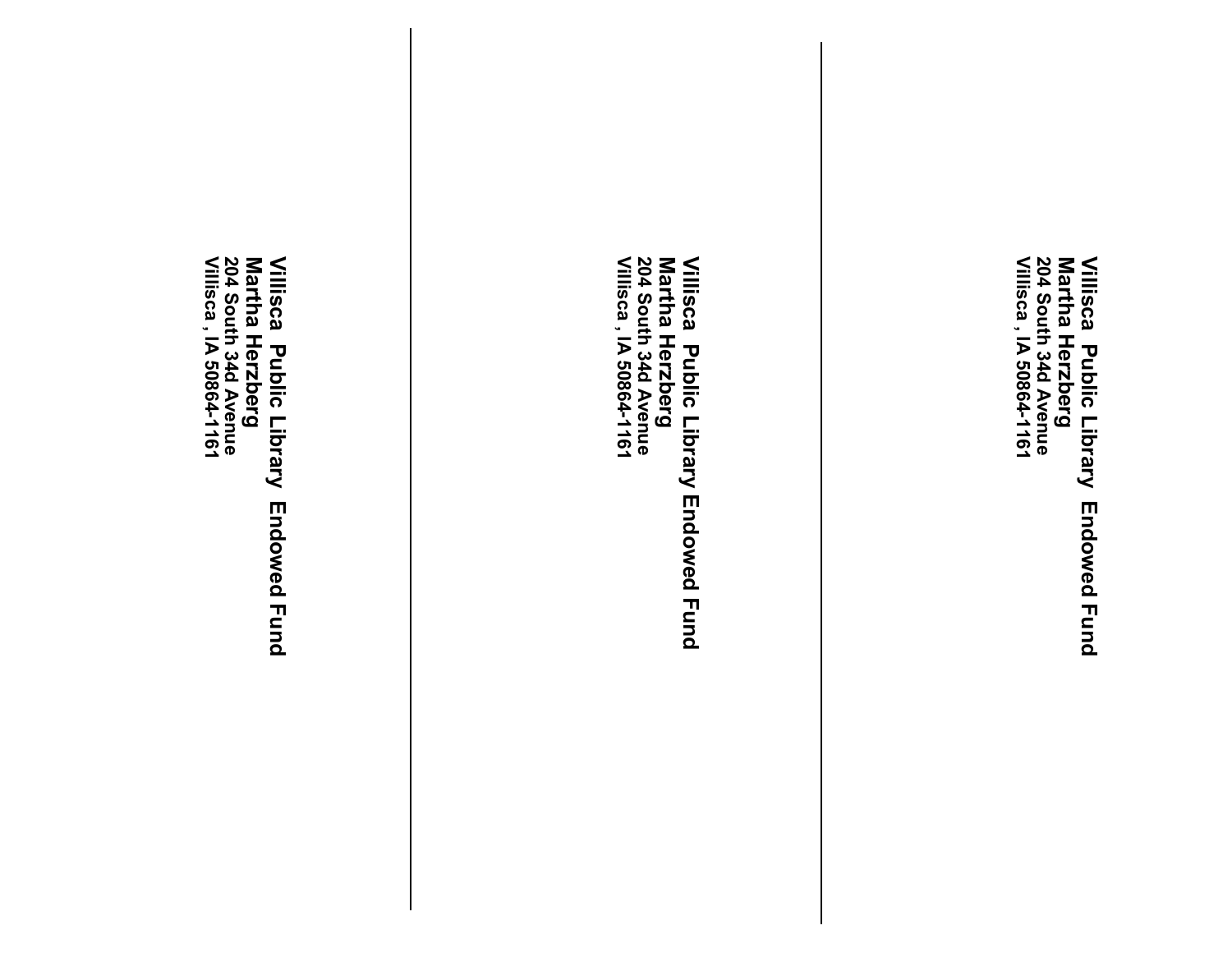Villisca  Public Library  Endowed Fund
Martha Herzberg
204 South 34d Avenue
Villisca , IA 50864-1161

Villisca  Public Library Endowed Fund
Martha Herzberg
204 South 34d Avenue
Villisca , IA 50864-1161

Villisca  Public Library  Endowed Fund
Martha Herzberg
204 South 34d Avenue
Villisca , IA 50864-1161